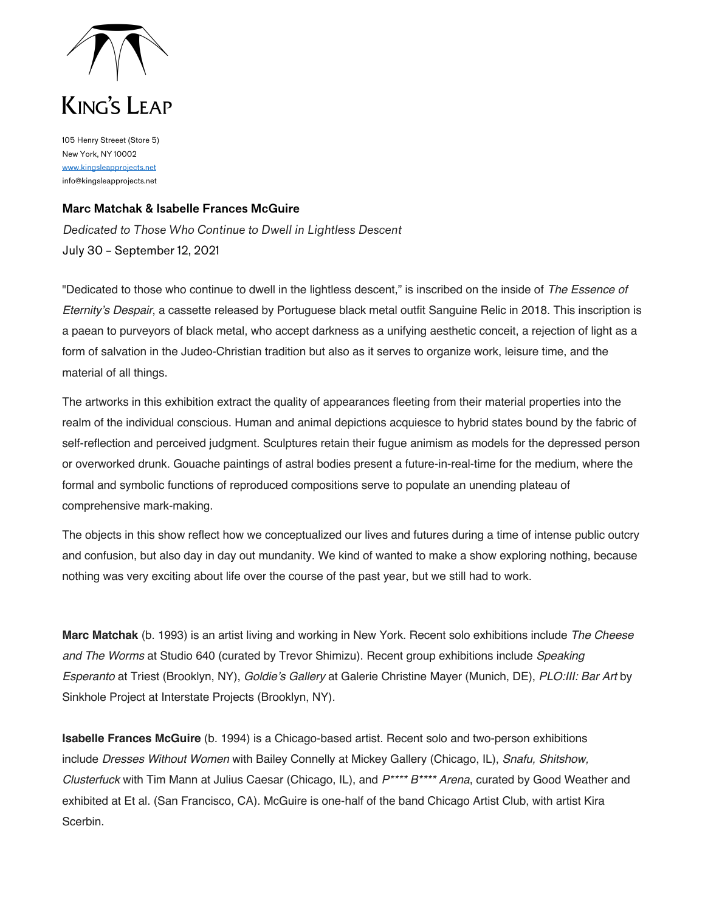KING'S LEAP

105 Henry Streeet (Store 5)
New York, NY 10002
www.kingsleapprojects.net
info@kingsleapprojects.net

**Marc Matchak & Isabelle Frances McGuire**

*Dedicated to Those Who Continue to Dwell in Lightless Descent*

July 30 – September 12, 2021

"Dedicated to those who continue to dwell in the lightless descent," is inscribed on the inside of *The Essence of Eternity's Despair*, a cassette released by Portuguese black metal outfit Sanguine Relic in 2018. This inscription is a paean to purveyors of black metal, who accept darkness as a unifying aesthetic conceit, a rejection of light as a form of salvation in the Judeo-Christian tradition but also as it serves to organize work, leisure time, and the material of all things.

The artworks in this exhibition extract the quality of appearances fleeting from their material properties into the realm of the individual conscious. Human and animal depictions acquiesce to hybrid states bound by the fabric of self-reflection and perceived judgment. Sculptures retain their fugue animism as models for the depressed person or overworked drunk. Gouache paintings of astral bodies present a future-in-real-time for the medium, where the formal and symbolic functions of reproduced compositions serve to populate an unending plateau of comprehensive mark-making.

The objects in this show reflect how we conceptualized our lives and futures during a time of intense public outcry and confusion, but also day in day out mundanity. We kind of wanted to make a show exploring nothing, because nothing was very exciting about life over the course of the past year, but we still had to work.

**Marc Matchak** (b. 1993) is an artist living and working in New York. Recent solo exhibitions include *The Cheese and The Worms* at Studio 640 (curated by Trevor Shimizu). Recent group exhibitions include *Speaking Esperanto* at Triest (Brooklyn, NY), *Goldie's Gallery* at Galerie Christine Mayer (Munich, DE), *PLO:III: Bar Art* by Sinkhole Project at Interstate Projects (Brooklyn, NY).

**Isabelle Frances McGuire** (b. 1994) is a Chicago-based artist. Recent solo and two-person exhibitions include *Dresses Without Women* with Bailey Connelly at Mickey Gallery (Chicago, IL), *Snafu, Shitshow, Clusterfuck* with Tim Mann at Julius Caesar (Chicago, IL), and *P**** B**** Arena*, curated by Good Weather and exhibited at Et al. (San Francisco, CA). McGuire is one-half of the band Chicago Artist Club, with artist Kira Scerbin.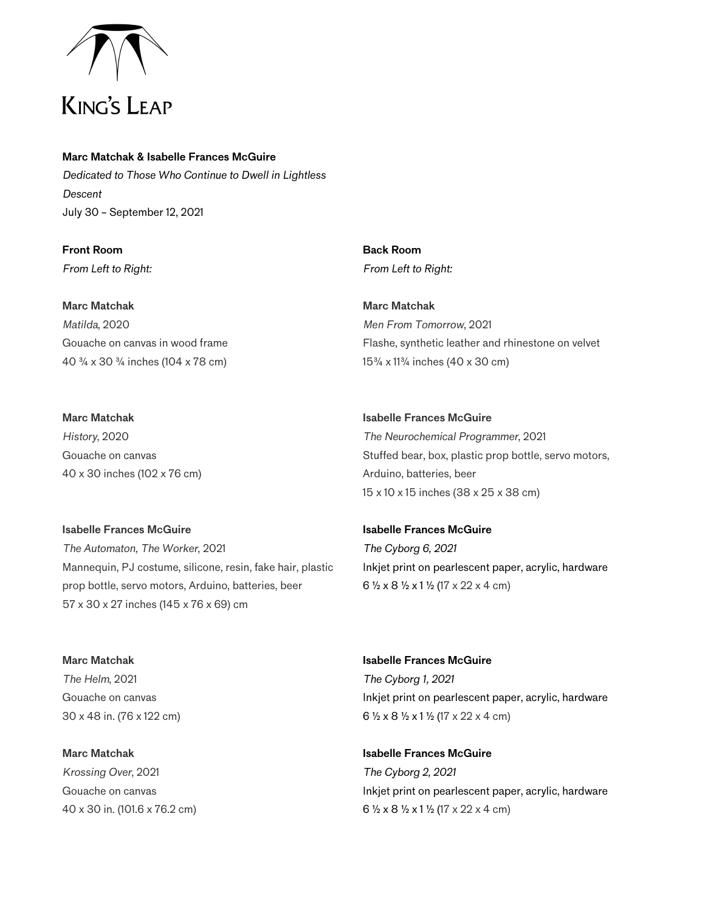KING'S LEAP

**Marc Matchak & Isabelle Frances McGuire**
*Dedicated to Those Who Continue to Dwell in Lightless Descent*
July 30 – September 12, 2021

**Front Room**
*From Left to Right:*

**Marc Matchak**
*Matilda*, 2020
Gouache on canvas in wood frame
40 ¾ x 30 ¾ inches (104 x 78 cm)

**Marc Matchak**
*History*, 2020
Gouache on canvas
40 x 30 inches (102 x 76 cm)

**Isabelle Frances McGuire**
*The Automaton, The Worker*, 2021
Mannequin, PJ costume, silicone, resin, fake hair, plastic prop bottle, servo motors, Arduino, batteries, beer
57 x 30 x 27 inches (145 x 76 x 69) cm

**Marc Matchak**
*The Helm*, 2021
Gouache on canvas
30 x 48 in. (76 x 122 cm)

**Marc Matchak**
*Krossing Over*, 2021
Gouache on canvas
40 x 30 in. (101.6 x 76.2 cm)

**Back Room**
*From Left to Right:*

**Marc Matchak**
*Men From Tomorrow*, 2021
Flashe, synthetic leather and rhinestone on velvet
15¾ x 11¾ inches (40 x 30 cm)

**Isabelle Frances McGuire**
*The Neurochemical Programmer*, 2021
Stuffed bear, box, plastic prop bottle, servo motors, Arduino, batteries, beer
15 x 10 x 15 inches (38 x 25 x 38 cm)

**Isabelle Frances McGuire**
*The Cyborg 6, 2021*
Inkjet print on pearlescent paper, acrylic, hardware
6 ½ x 8 ½ x 1 ½ (17 x 22 x 4 cm)

**Isabelle Frances McGuire**
*The Cyborg 1, 2021*
Inkjet print on pearlescent paper, acrylic, hardware
6 ½ x 8 ½ x 1 ½ (17 x 22 x 4 cm)

**Isabelle Frances McGuire**
*The Cyborg 2, 2021*
Inkjet print on pearlescent paper, acrylic, hardware
6 ½ x 8 ½ x 1 ½ (17 x 22 x 4 cm)